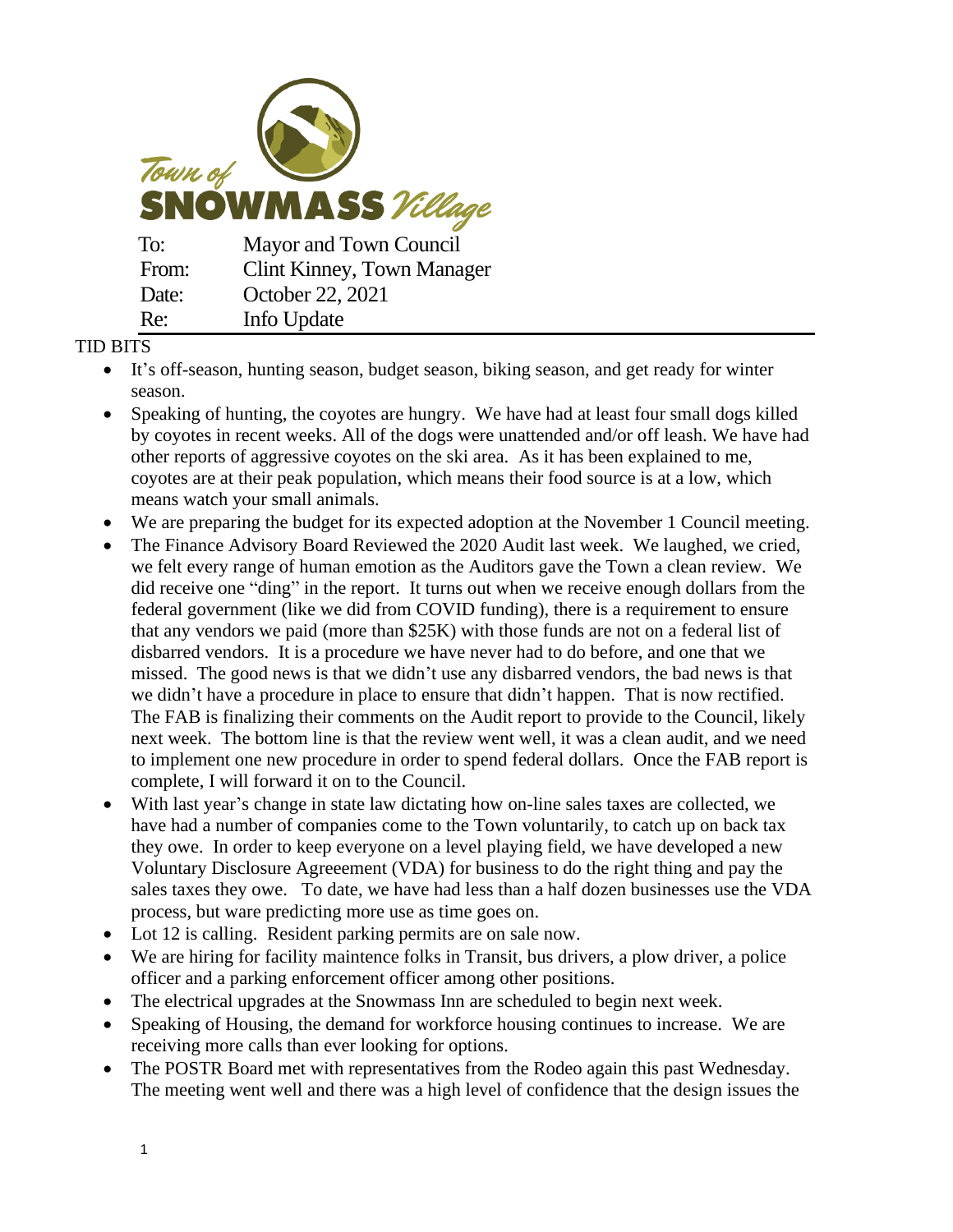Town of SNOWMASS Village

| | |
|---|---|
| To: | Mayor and Town Council |
| From: | Clint Kinney, Town Manager |
| Date: | October 22, 2021 |
| Re: | Info Update |

TID BITS

- It's off-season, hunting season, budget season, biking season, and get ready for winter season.
- Speaking of hunting, the coyotes are hungry. We have had at least four small dogs killed by coyotes in recent weeks. All of the dogs were unattended and/or off leash. We have had other reports of aggressive coyotes on the ski area. As it has been explained to me, coyotes are at their peak population, which means their food source is at a low, which means watch your small animals.
- We are preparing the budget for its expected adoption at the November 1 Council meeting.
- The Finance Advisory Board Reviewed the 2020 Audit last week. We laughed, we cried, we felt every range of human emotion as the Auditors gave the Town a clean review. We did receive one "ding" in the report. It turns out when we receive enough dollars from the federal government (like we did from COVID funding), there is a requirement to ensure that any vendors we paid (more than $25K) with those funds are not on a federal list of disbarred vendors. It is a procedure we have never had to do before, and one that we missed. The good news is that we didn't use any disbarred vendors, the bad news is that we didn't have a procedure in place to ensure that didn't happen. That is now rectified. The FAB is finalizing their comments on the Audit report to provide to the Council, likely next week. The bottom line is that the review went well, it was a clean audit, and we need to implement one new procedure in order to spend federal dollars. Once the FAB report is complete, I will forward it on to the Council.
- With last year's change in state law dictating how on-line sales taxes are collected, we have had a number of companies come to the Town voluntarily, to catch up on back tax they owe. In order to keep everyone on a level playing field, we have developed a new Voluntary Disclosure Agreeement (VDA) for business to do the right thing and pay the sales taxes they owe. To date, we have had less than a half dozen businesses use the VDA process, but ware predicting more use as time goes on.
- Lot 12 is calling. Resident parking permits are on sale now.
- We are hiring for facility maintence folks in Transit, bus drivers, a plow driver, a police officer and a parking enforcement officer among other positions.
- The electrical upgrades at the Snowmass Inn are scheduled to begin next week.
- Speaking of Housing, the demand for workforce housing continues to increase. We are receiving more calls than ever looking for options.
- The POSTR Board met with representatives from the Rodeo again this past Wednesday. The meeting went well and there was a high level of confidence that the design issues the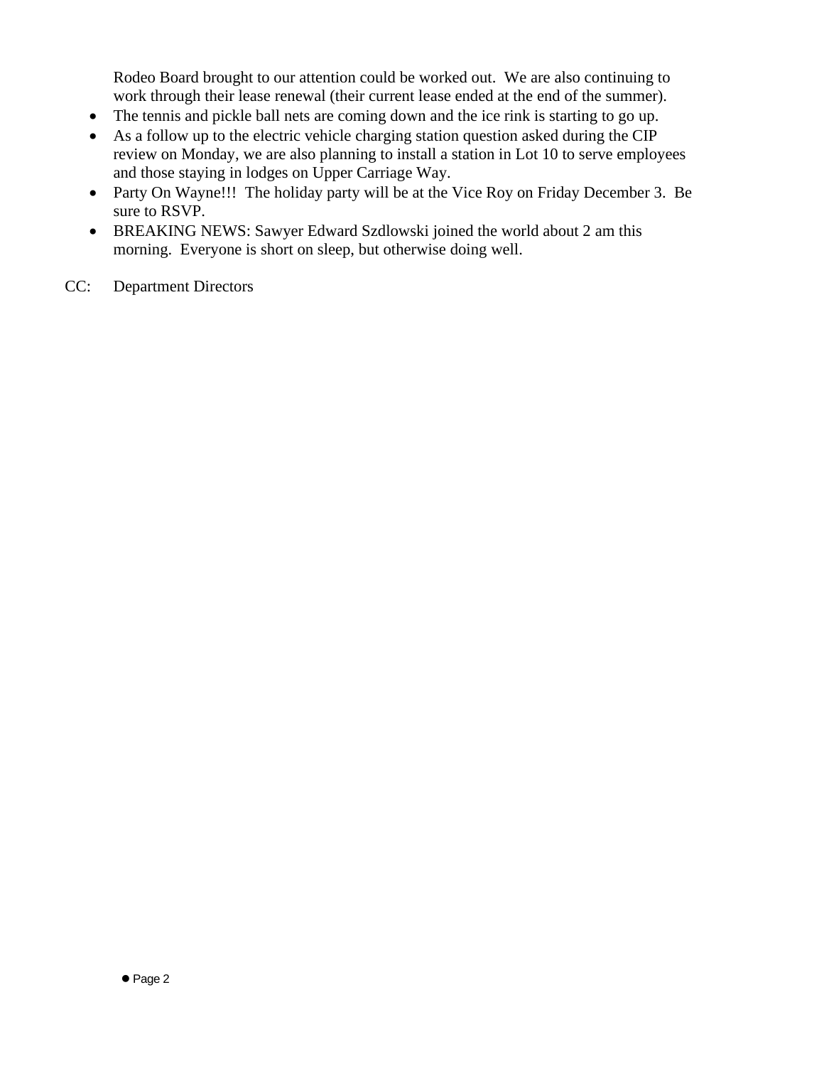Rodeo Board brought to our attention could be worked out. We are also continuing to work through their lease renewal (their current lease ended at the end of the summer).

- The tennis and pickle ball nets are coming down and the ice rink is starting to go up.
- As a follow up to the electric vehicle charging station question asked during the CIP review on Monday, we are also planning to install a station in Lot 10 to serve employees and those staying in lodges on Upper Carriage Way.
- Party On Wayne!!! The holiday party will be at the Vice Roy on Friday December 3. Be sure to RSVP.
- BREAKING NEWS: Sawyer Edward Szdlowski joined the world about 2 am this morning. Everyone is short on sleep, but otherwise doing well.

CC: Department Directors